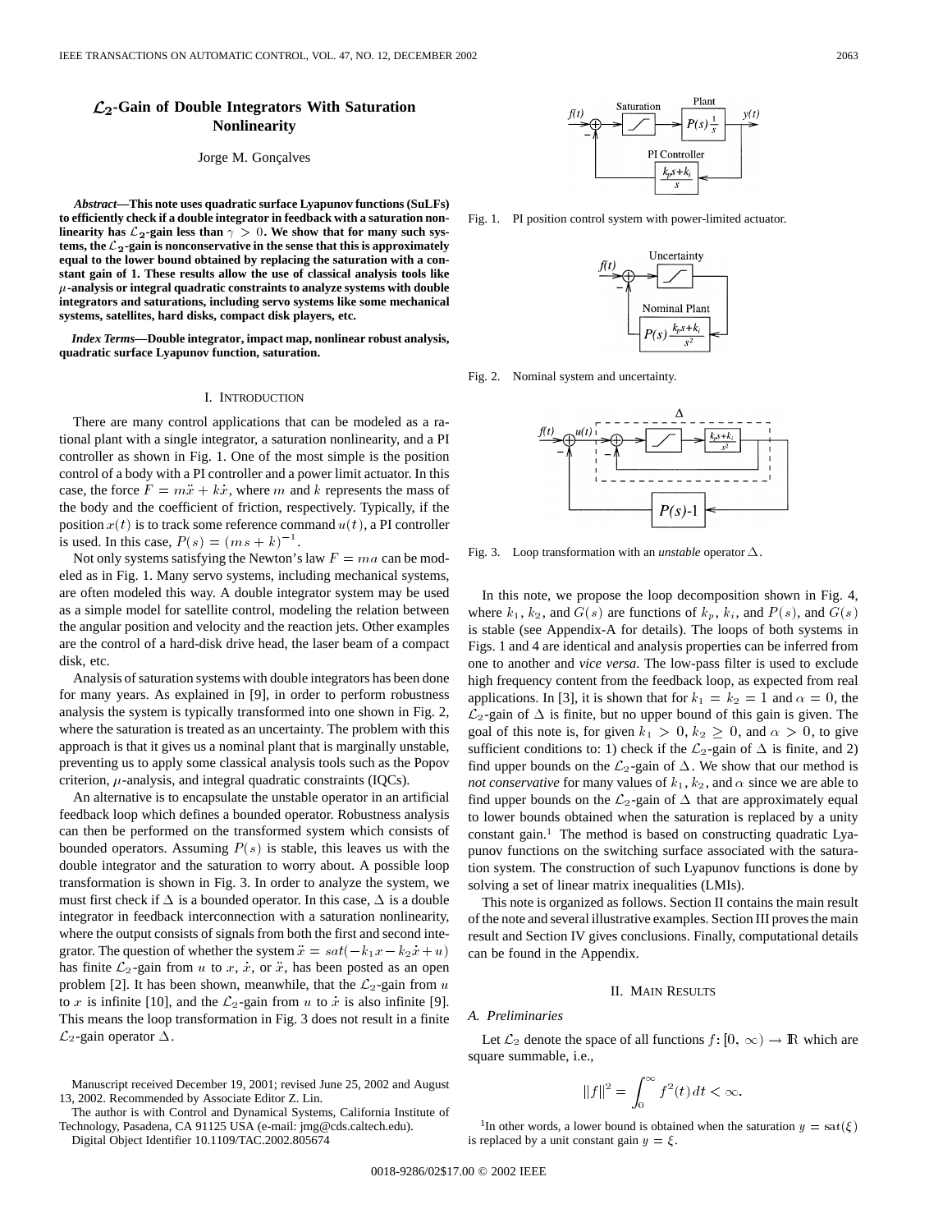# $\mathcal{L}_2$-Gain of Double Integrators With Saturation Nonlinearity

Jorge M. Gonçalves

***Abstract*—This note uses quadratic surface Lyapunov functions (SuLFs) to efficiently check if a double integrator in feedback with a saturation nonlinearity has $\mathcal{L}_2$-gain less than $\gamma > 0$. We show that for many such systems, the $\mathcal{L}_2$-gain is nonconservative in the sense that this is approximately equal to the lower bound obtained by replacing the saturation with a constant gain of 1. These results allow the use of classical analysis tools like $\mu$-analysis or integral quadratic constraints to analyze systems with double integrators and saturations, including servo systems like some mechanical systems, satellites, hard disks, compact disk players, etc.**

***Index Terms*—Double integrator, impact map, nonlinear robust analysis, quadratic surface Lyapunov function, saturation.**

## I. Introduction

There are many control applications that can be modeled as a rational plant with a single integrator, a saturation nonlinearity, and a PI controller as shown in Fig. 1. One of the most simple is the position control of a body with a PI controller and a power limit actuator. In this case, the force $F = m\ddot{x} + k\dot{x}$, where $m$ and $k$ represents the mass of the body and the coefficient of friction, respectively. Typically, if the position $x(t)$ is to track some reference command $u(t)$, a PI controller is used. In this case, $P(s) = (ms + k)^{-1}$.

Not only systems satisfying the Newton's law $F = ma$ can be modeled as in Fig. 1. Many servo systems, including mechanical systems, are often modeled this way. A double integrator system may be used as a simple model for satellite control, modeling the relation between the angular position and velocity and the reaction jets. Other examples are the control of a hard-disk drive head, the laser beam of a compact disk, etc.

Analysis of saturation systems with double integrators has been done for many years. As explained in [9], in order to perform robustness analysis the system is typically transformed into one shown in Fig. 2, where the saturation is treated as an uncertainty. The problem with this approach is that it gives us a nominal plant that is marginally unstable, preventing us to apply some classical analysis tools such as the Popov criterion, $\mu$-analysis, and integral quadratic constraints (IQCs).

An alternative is to encapsulate the unstable operator in an artificial feedback loop which defines a bounded operator. Robustness analysis can then be performed on the transformed system which consists of bounded operators. Assuming $P(s)$ is stable, this leaves us with the double integrator and the saturation to worry about. A possible loop transformation is shown in Fig. 3. In order to analyze the system, we must first check if $\Delta$ is a bounded operator. In this case, $\Delta$ is a double integrator in feedback interconnection with a saturation nonlinearity, where the output consists of signals from both the first and second integrator. The question of whether the system $\ddot{x} = sat(-k_1 x - k_2 \dot{x} + u)$ has finite $\mathcal{L}_2$-gain from $u$ to $x$, $\dot{x}$, or $\ddot{x}$, has been posted as an open problem [2]. It has been shown, meanwhile, that the $\mathcal{L}_2$-gain from $u$ to $x$ is infinite [10], and the $\mathcal{L}_2$-gain from $u$ to $\dot{x}$ is also infinite [9]. This means the loop transformation in Fig. 3 does not result in a finite $\mathcal{L}_2$-gain operator $\Delta$.

Manuscript received December 19, 2001; revised June 25, 2002 and August 13, 2002. Recommended by Associate Editor Z. Lin.

The author is with Control and Dynamical Systems, California Institute of Technology, Pasadena, CA 91125 USA (e-mail: jmg@cds.caltech.edu).

Digital Object Identifier 10.1109/TAC.2002.805674

Fig. 1. PI position control system with power-limited actuator.

Fig. 2. Nominal system and uncertainty.

Fig. 3. Loop transformation with an *unstable* operator $\Delta$.

In this note, we propose the loop decomposition shown in Fig. 4, where $k_1$, $k_2$, and $G(s)$ are functions of $k_p$, $k_i$, and $P(s)$, and $G(s)$ is stable (see Appendix-A for details). The loops of both systems in Figs. 1 and 4 are identical and analysis properties can be inferred from one to another and *vice versa*. The low-pass filter is used to exclude high frequency content from the feedback loop, as expected from real applications. In [3], it is shown that for $k_1 = k_2 = 1$ and $\alpha = 0$, the $\mathcal{L}_2$-gain of $\Delta$ is finite, but no upper bound of this gain is given. The goal of this note is, for given $k_1 > 0$, $k_2 \geq 0$, and $\alpha > 0$, to give sufficient conditions to: 1) check if the $\mathcal{L}_2$-gain of $\Delta$ is finite, and 2) find upper bounds on the $\mathcal{L}_2$-gain of $\Delta$. We show that our method is *not conservative* for many values of $k_1$, $k_2$, and $\alpha$ since we are able to find upper bounds on the $\mathcal{L}_2$-gain of $\Delta$ that are approximately equal to lower bounds obtained when the saturation is replaced by a unity constant gain.[1] The method is based on constructing quadratic Lyapunov functions on the switching surface associated with the saturation system. The construction of such Lyapunov functions is done by solving a set of linear matrix inequalities (LMIs).

This note is organized as follows. Section II contains the main result of the note and several illustrative examples. Section III proves the main result and Section IV gives conclusions. Finally, computational details can be found in the Appendix.

## II. Main Results

### A. Preliminaries

Let $\mathcal{L}_2$ denote the space of all functions $f\colon [0, \infty) \rightarrow \mathbb{R}$ which are square summable, i.e.,

$$\|f\|^2 = \int_0^\infty f^2(t)\,dt < \infty.$$

[1]In other words, a lower bound is obtained when the saturation $y = \mathrm{sat}(\xi)$ is replaced by a unit constant gain $y = \xi$.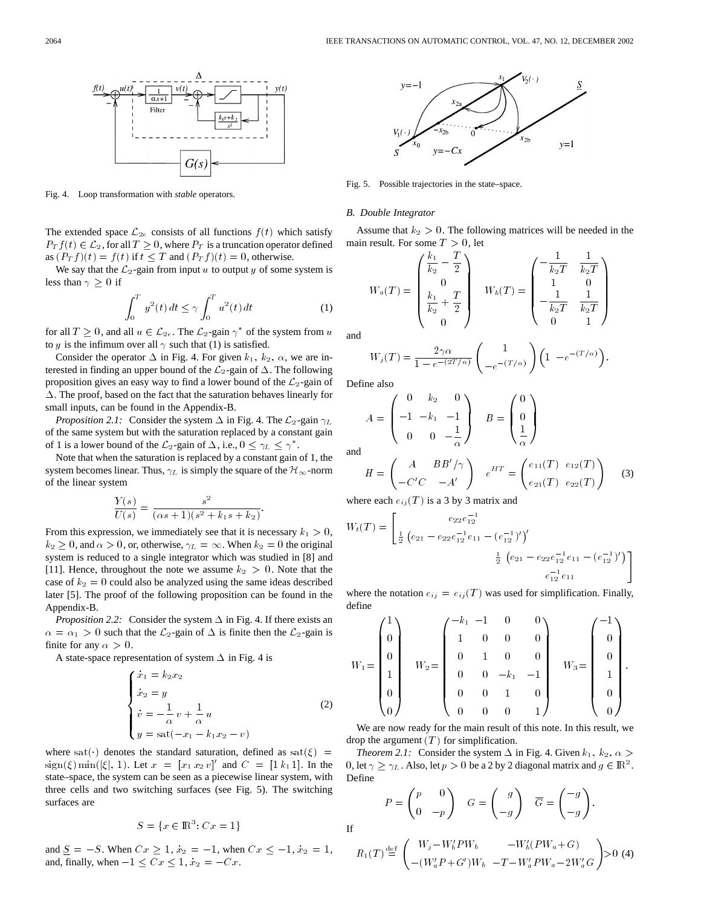Fig. 4. Loop transformation with *stable* operators.

Fig. 5. Possible trajectories in the state–space.

The extended space $\mathcal{L}_{2e}$ consists of all functions $f(t)$ which satisfy $P_T f(t) \in \mathcal{L}_2$, for all $T \geq 0$, where $P_T$ is a truncation operator defined as $(P_T f)(t) = f(t)$ if $t \leq T$ and $(P_T f)(t) = 0$, otherwise.

We say that the $\mathcal{L}_2$-gain from input $u$ to output $y$ of some system is less than $\gamma \geq 0$ if

$$\int_0^T y^2(t)\,dt \leq \gamma \int_0^T u^2(t)\,dt \tag{1}$$

for all $T \geq 0$, and all $u \in \mathcal{L}_{2e}$. The $\mathcal{L}_2$-gain $\gamma^*$ of the system from $u$ to $y$ is the infimum over all $\gamma$ such that (1) is satisfied.

Consider the operator $\Delta$ in Fig. 4. For given $k_1$, $k_2$, $\alpha$, we are interested in finding an upper bound of the $\mathcal{L}_2$-gain of $\Delta$. The following proposition gives an easy way to find a lower bound of the $\mathcal{L}_2$-gain of $\Delta$. The proof, based on the fact that the saturation behaves linearly for small inputs, can be found in the Appendix-B.

*Proposition 2.1:* Consider the system $\Delta$ in Fig. 4. The $\mathcal{L}_2$-gain $\gamma_L$ of the same system but with the saturation replaced by a constant gain of 1 is a lower bound of the $\mathcal{L}_2$-gain of $\Delta$, i.e., $0 \leq \gamma_L \leq \gamma^*$.

Note that when the saturation is replaced by a constant gain of 1, the system becomes linear. Thus, $\gamma_L$ is simply the square of the $\mathcal{H}_\infty$-norm of the linear system

$$\frac{Y(s)}{U(s)} = \frac{s^2}{(\alpha s + 1)(s^2 + k_1 s + k_2)}.$$

From this expression, we immediately see that it is necessary $k_1 > 0$, $k_2 \geq 0$, and $\alpha > 0$, or, otherwise, $\gamma_L = \infty$. When $k_2 = 0$ the original system is reduced to a single integrator which was studied in [8] and [11]. Hence, throughout the note we assume $k_2 > 0$. Note that the case of $k_2 = 0$ could also be analyzed using the same ideas described later [5]. The proof of the following proposition can be found in the Appendix-B.

*Proposition 2.2:* Consider the system $\Delta$ in Fig. 4. If there exists an $\alpha = \alpha_1 > 0$ such that the $\mathcal{L}_2$-gain of $\Delta$ is finite then the $\mathcal{L}_2$-gain is finite for any $\alpha > 0$.

A state-space representation of system $\Delta$ in Fig. 4 is

$$\begin{cases} \dot{x}_1 = k_2 x_2 \\ \dot{x}_2 = y \\ \dot{v} = -\dfrac{1}{\alpha} v + \dfrac{1}{\alpha} u \\ y = \text{sat}(-x_1 - k_1 x_2 - v) \end{cases} \tag{2}$$

where $\text{sat}(\cdot)$ denotes the standard saturation, defined as $\text{sat}(\xi) = \text{sign}(\xi)\min(|\xi|, 1)$. Let $x = [x_1\, x_2\, v]'$ and $C = [1\; k_1\; 1]$. In the state–space, the system can be seen as a piecewise linear system, with three cells and two switching surfaces (see Fig. 5). The switching surfaces are

$$S = \{x \in \mathbb{R}^3 \colon Cx = 1\}$$

and $\underline{S} = -S$. When $Cx \geq 1$, $\dot{x}_2 = -1$, when $Cx \leq -1$, $\dot{x}_2 = 1$, and, finally, when $-1 \leq Cx \leq 1$, $\dot{x}_2 = -Cx$.

## B. Double Integrator

Assume that $k_2 > 0$. The following matrices will be needed in the main result. For some $T > 0$, let

$$W_a(T) = \begin{pmatrix} \dfrac{k_1}{k_2} - \dfrac{T}{2} \\ 0 \\ \dfrac{k_1}{k_2} + \dfrac{T}{2} \\ 0 \end{pmatrix} \quad W_b(T) = \begin{pmatrix} -\dfrac{1}{k_2 T} & \dfrac{1}{k_2 T} \\ 1 & 0 \\ -\dfrac{1}{k_2 T} & \dfrac{1}{k_2 T} \\ 0 & 1 \end{pmatrix}$$

and

$$W_j(T) = \frac{2\gamma\alpha}{1 - e^{-(2T/\alpha)}} \begin{pmatrix} 1 \\ -e^{-(T/\alpha)} \end{pmatrix} \begin{pmatrix} 1 & -e^{-(T/\alpha)} \end{pmatrix}.$$

Define also

$$A = \begin{pmatrix} 0 & k_2 & 0 \\ -1 & -k_1 & -1 \\ 0 & 0 & -\dfrac{1}{\alpha} \end{pmatrix} \quad B = \begin{pmatrix} 0 \\ 0 \\ \dfrac{1}{\alpha} \end{pmatrix}$$

and

$$H = \begin{pmatrix} A & BB'/\gamma \\ -C'C & -A' \end{pmatrix} \quad e^{HT} = \begin{pmatrix} e_{11}(T) & e_{12}(T) \\ e_{21}(T) & e_{22}(T) \end{pmatrix} \tag{3}$$

where each $e_{ij}(T)$ is a 3 by 3 matrix and

$$W_t(T) = \begin{bmatrix} e_{22}e_{12}^{-1} & \frac{1}{2}\left(e_{21} - e_{22}e_{12}^{-1}e_{11} - (e_{12}^{-1})'\right) \\ \frac{1}{2}\left(e_{21} - e_{22}e_{12}^{-1}e_{11} - (e_{12}^{-1})'\right)' & e_{12}^{-1}e_{11} \end{bmatrix}$$

where the notation $e_{ij} = e_{ij}(T)$ was used for simplification. Finally, define

$$W_1 = \begin{pmatrix} 1 \\ 0 \\ 0 \\ 1 \\ 0 \\ 0 \end{pmatrix} \quad W_2 = \begin{pmatrix} -k_1 & -1 & 0 & 0 \\ 1 & 0 & 0 & 0 \\ 0 & 1 & 0 & 0 \\ 0 & 0 & -k_1 & -1 \\ 0 & 0 & 1 & 0 \\ 0 & 0 & 0 & 1 \end{pmatrix} \quad W_3 = \begin{pmatrix} -1 \\ 0 \\ 0 \\ 1 \\ 0 \\ 0 \end{pmatrix}.$$

We are now ready for the main result of this note. In this result, we drop the argument $(T)$ for simplification.

*Theorem 2.1:* Consider the system $\Delta$ in Fig. 4. Given $k_1$, $k_2$, $\alpha > 0$, let $\gamma \geq \gamma_L$. Also, let $p > 0$ be a 2 by 2 diagonal matrix and $g \in \mathbb{R}^2$. Define

$$P = \begin{pmatrix} p & 0 \\ 0 & -p \end{pmatrix} \quad G = \begin{pmatrix} g \\ -g \end{pmatrix} \quad \overline{G} = \begin{pmatrix} -g \\ -g \end{pmatrix}.$$

If

$$R_1(T) \overset{\text{def}}{=} \begin{pmatrix} W_j - W_b' P W_b & -W_b'(PW_a + G) \\ -(W_a' P + G')W_b & -T - W_a' P W_a - 2W_a' G \end{pmatrix} > 0 \tag{4}$$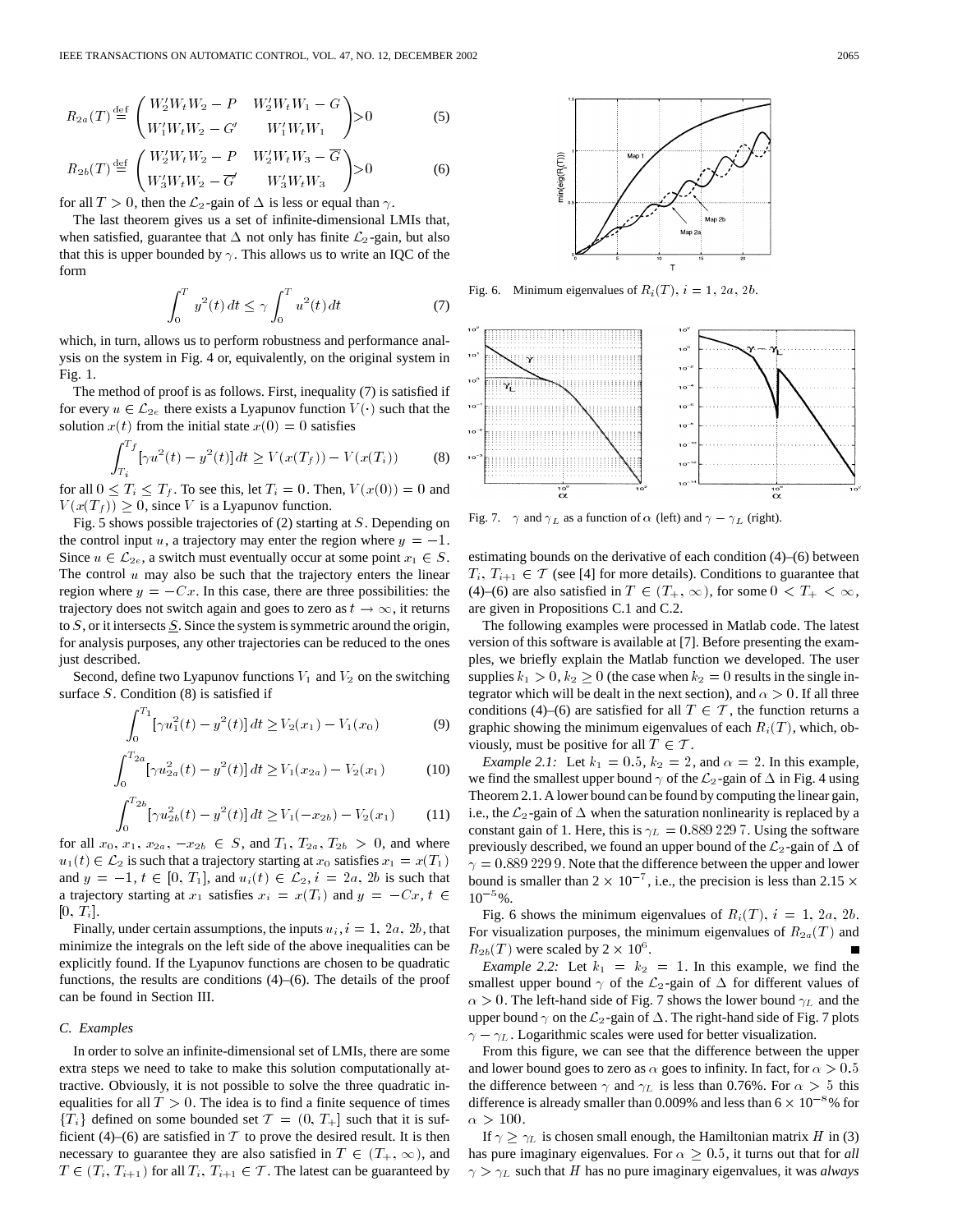$$R_{2a}(T) \stackrel{\text{def}}{=} \begin{pmatrix} W_2' W_t W_2 - P & W_2' W_t W_1 - G \\ W_1' W_t W_2 - G' & W_1' W_t W_1 \end{pmatrix} > 0 \tag{5}$$

$$R_{2b}(T) \stackrel{\text{def}}{=} \begin{pmatrix} W_2' W_t W_2 - P & W_2' W_t W_3 - \overline{G} \\ W_3' W_t W_2 - \overline{G}' & W_3' W_t W_3 \end{pmatrix} > 0 \tag{6}$$

for all $T > 0$, then the $\mathcal{L}_2$-gain of $\Delta$ is less or equal than $\gamma$.

The last theorem gives us a set of infinite-dimensional LMIs that, when satisfied, guarantee that $\Delta$ not only has finite $\mathcal{L}_2$-gain, but also that this is upper bounded by $\gamma$. This allows us to write an IQC of the form

$$\int_0^T y^2(t)\, dt \le \gamma \int_0^T u^2(t)\, dt \tag{7}$$

which, in turn, allows us to perform robustness and performance analysis on the system in Fig. 4 or, equivalently, on the original system in Fig. 1.

The method of proof is as follows. First, inequality (7) is satisfied if for every $u \in \mathcal{L}_{2e}$ there exists a Lyapunov function $V(\cdot)$ such that the solution $x(t)$ from the initial state $x(0) = 0$ satisfies

$$\int_{T_i}^{T_f} [\gamma u^2(t) - y^2(t)]\, dt \ge V(x(T_f)) - V(x(T_i)) \tag{8}$$

for all $0 \le T_i \le T_f$. To see this, let $T_i = 0$. Then, $V(x(0)) = 0$ and $V(x(T_f)) \ge 0$, since $V$ is a Lyapunov function.

Fig. 5 shows possible trajectories of (2) starting at $S$. Depending on the control input $u$, a trajectory may enter the region where $y = -1$. Since $u \in \mathcal{L}_{2e}$, a switch must eventually occur at some point $x_1 \in S$. The control $u$ may also be such that the trajectory enters the linear region where $y = -Cx$. In this case, there are three possibilities: the trajectory does not switch again and goes to zero as $t \to \infty$, it returns to $S$, or it intersects $\underline{S}$. Since the system is symmetric around the origin, for analysis purposes, any other trajectories can be reduced to the ones just described.

Second, define two Lyapunov functions $V_1$ and $V_2$ on the switching surface $S$. Condition (8) is satisfied if

$$\int_0^{T_1} [\gamma u_1^2(t) - y^2(t)]\, dt \ge V_2(x_1) - V_1(x_0) \tag{9}$$

$$\int_0^{T_{2a}} [\gamma u_{2a}^2(t) - y^2(t)]\, dt \ge V_1(x_{2a}) - V_2(x_1) \tag{10}$$

$$\int_0^{T_{2b}} [\gamma u_{2b}^2(t) - y^2(t)]\, dt \ge V_1(-x_{2b}) - V_2(x_1) \tag{11}$$

for all $x_0, x_1, x_{2a}, -x_{2b} \in S$, and $T_1, T_{2a}, T_{2b} > 0$, and where $u_1(t) \in \mathcal{L}_2$ is such that a trajectory starting at $x_0$ satisfies $x_1 = x(T_1)$ and $y = -1, t \in [0, T_1]$, and $u_i(t) \in \mathcal{L}_2, i = 2a, 2b$ is such that a trajectory starting at $x_1$ satisfies $x_i = x(T_i)$ and $y = -Cx, t \in [0, T_i]$.

Finally, under certain assumptions, the inputs $u_i, i = 1, 2a, 2b$, that minimize the integrals on the left side of the above inequalities can be explicitly found. If the Lyapunov functions are chosen to be quadratic functions, the results are conditions (4)–(6). The details of the proof can be found in Section III.

### C. Examples

In order to solve an infinite-dimensional set of LMIs, there are some extra steps we need to take to make this solution computationally attractive. Obviously, it is not possible to solve the three quadratic inequalities for all $T > 0$. The idea is to find a finite sequence of times $\{T_i\}$ defined on some bounded set $\mathcal{T} = (0, T_+]$ such that it is sufficient (4)–(6) are satisfied in $\mathcal{T}$ to prove the desired result. It is then necessary to guarantee they are also satisfied in $T \in (T_+, \infty)$, and $T \in (T_i, T_{i+1})$ for all $T_i, T_{i+1} \in \mathcal{T}$. The latest can be guaranteed by estimating bounds on the derivative of each condition (4)–(6) between $T_i, T_{i+1} \in \mathcal{T}$ (see [4] for more details). Conditions to guarantee that (4)–(6) are also satisfied in $T \in (T_+, \infty)$, for some $0 < T_+ < \infty$, are given in Propositions C.1 and C.2.

Fig. 6. Minimum eigenvalues of $R_i(T)$, $i = 1, 2a, 2b$.

Fig. 7. $\gamma$ and $\gamma_L$ as a function of $\alpha$ (left) and $\gamma - \gamma_L$ (right).

The following examples were processed in Matlab code. The latest version of this software is available at [7]. Before presenting the examples, we briefly explain the Matlab function we developed. The user supplies $k_1 > 0, k_2 \ge 0$ (the case when $k_2 = 0$ results in the single integrator which will be dealt in the next section), and $\alpha > 0$. If all three conditions (4)–(6) are satisfied for all $T \in \mathcal{T}$, the function returns a graphic showing the minimum eigenvalues of each $R_i(T)$, which, obviously, must be positive for all $T \in \mathcal{T}$.

*Example 2.1:* Let $k_1 = 0.5$, $k_2 = 2$, and $\alpha = 2$. In this example, we find the smallest upper bound $\gamma$ of the $\mathcal{L}_2$-gain of $\Delta$ in Fig. 4 using Theorem 2.1. A lower bound can be found by computing the linear gain, i.e., the $\mathcal{L}_2$-gain of $\Delta$ when the saturation nonlinearity is replaced by a constant gain of 1. Here, this is $\gamma_L = 0.889\,229\,7$. Using the software previously described, we found an upper bound of the $\mathcal{L}_2$-gain of $\Delta$ of $\gamma = 0.889\,229\,9$. Note that the difference between the upper and lower bound is smaller than $2 \times 10^{-7}$, i.e., the precision is less than $2.15 \times 10^{-5}$%.

Fig. 6 shows the minimum eigenvalues of $R_i(T)$, $i = 1, 2a, 2b$. For visualization purposes, the minimum eigenvalues of $R_{2a}(T)$ and $R_{2b}(T)$ were scaled by $2 \times 10^6$. ■

*Example 2.2:* Let $k_1 = k_2 = 1$. In this example, we find the smallest upper bound $\gamma$ of the $\mathcal{L}_2$-gain of $\Delta$ for different values of $\alpha > 0$. The left-hand side of Fig. 7 shows the lower bound $\gamma_L$ and the upper bound $\gamma$ on the $\mathcal{L}_2$-gain of $\Delta$. The right-hand side of Fig. 7 plots $\gamma - \gamma_L$. Logarithmic scales were used for better visualization.

From this figure, we can see that the difference between the upper and lower bound goes to zero as $\alpha$ goes to infinity. In fact, for $\alpha > 0.5$ the difference between $\gamma$ and $\gamma_L$ is less than 0.76%. For $\alpha > 5$ this difference is already smaller than 0.009% and less than $6 \times 10^{-8}$% for $\alpha > 100$.

If $\gamma \ge \gamma_L$ is chosen small enough, the Hamiltonian matrix $H$ in (3) has pure imaginary eigenvalues. For $\alpha \ge 0.5$, it turns out that for *all* $\gamma > \gamma_L$ such that $H$ has no pure imaginary eigenvalues, it was *always*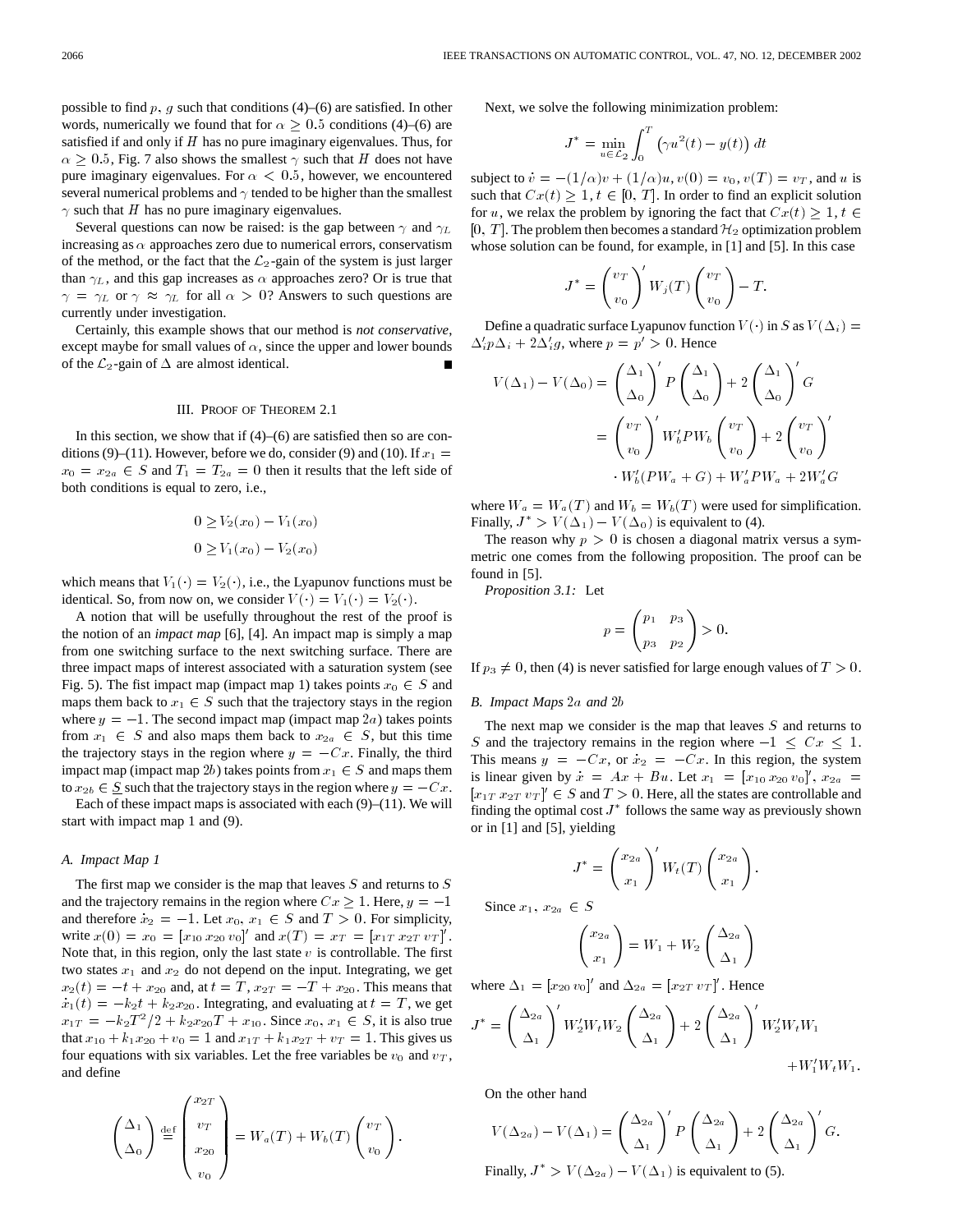possible to find $p$, $g$ such that conditions (4)–(6) are satisfied. In other words, numerically we found that for $\alpha \geq 0.5$ conditions (4)–(6) are satisfied if and only if $H$ has no pure imaginary eigenvalues. Thus, for $\alpha \geq 0.5$, Fig. 7 also shows the smallest $\gamma$ such that $H$ does not have pure imaginary eigenvalues. For $\alpha < 0.5$, however, we encountered several numerical problems and $\gamma$ tended to be higher than the smallest $\gamma$ such that $H$ has no pure imaginary eigenvalues.

Several questions can now be raised: is the gap between $\gamma$ and $\gamma_L$ increasing as $\alpha$ approaches zero due to numerical errors, conservatism of the method, or the fact that the $\mathcal{L}_2$-gain of the system is just larger than $\gamma_L$, and this gap increases as $\alpha$ approaches zero? Or is true that $\gamma = \gamma_L$ or $\gamma \approx \gamma_L$ for all $\alpha > 0$? Answers to such questions are currently under investigation.

Certainly, this example shows that our method is *not conservative*, except maybe for small values of $\alpha$, since the upper and lower bounds of the $\mathcal{L}_2$-gain of $\Delta$ are almost identical. ∎

## III. Proof of Theorem 2.1

In this section, we show that if (4)–(6) are satisfied then so are conditions (9)–(11). However, before we do, consider (9) and (10). If $x_1 = x_0 = x_{2a} \in S$ and $T_1 = T_{2a} = 0$ then it results that the left side of both conditions is equal to zero, i.e.,

$$0 \geq V_2(x_0) - V_1(x_0)$$

$$0 \geq V_1(x_0) - V_2(x_0)$$

which means that $V_1(\cdot) = V_2(\cdot)$, i.e., the Lyapunov functions must be identical. So, from now on, we consider $V(\cdot) = V_1(\cdot) = V_2(\cdot)$.

A notion that will be usefully throughout the rest of the proof is the notion of an *impact map* [6], [4]. An impact map is simply a map from one switching surface to the next switching surface. There are three impact maps of interest associated with a saturation system (see Fig. 5). The fist impact map (impact map 1) takes points $x_0 \in S$ and maps them back to $x_1 \in S$ such that the trajectory stays in the region where $y = -1$. The second impact map (impact map $2a$) takes points from $x_1 \in S$ and also maps them back to $x_{2a} \in S$, but this time the trajectory stays in the region where $y = -Cx$. Finally, the third impact map (impact map $2b$) takes points from $x_1 \in S$ and maps them to $x_{2b} \in \underline{S}$ such that the trajectory stays in the region where $y = -Cx$.

Each of these impact maps is associated with each (9)–(11). We will start with impact map 1 and (9).

### A. Impact Map 1

The first map we consider is the map that leaves $S$ and returns to $S$ and the trajectory remains in the region where $Cx \geq 1$. Here, $y = -1$ and therefore $\dot{x}_2 = -1$. Let $x_0, x_1 \in S$ and $T > 0$. For simplicity, write $x(0) = x_0 = [x_{10}\, x_{20}\, v_0]'$ and $x(T) = x_T = [x_{1T}\, x_{2T}\, v_T]'$. Note that, in this region, only the last state $v$ is controllable. The first two states $x_1$ and $x_2$ do not depend on the input. Integrating, we get $x_2(t) = -t + x_{20}$ and, at $t = T$, $x_{2T} = -T + x_{20}$. This means that $\dot{x}_1(t) = -k_2 t + k_2 x_{20}$. Integrating, and evaluating at $t = T$, we get $x_{1T} = -k_2 T^2/2 + k_2 x_{20} T + x_{10}$. Since $x_0, x_1 \in S$, it is also true that $x_{10} + k_1 x_{20} + v_0 = 1$ and $x_{1T} + k_1 x_{2T} + v_T = 1$. This gives us four equations with six variables. Let the free variables be $v_0$ and $v_T$, and define

$$\begin{pmatrix} \Delta_1 \\ \Delta_0 \end{pmatrix} \overset{\text{def}}{=} \begin{pmatrix} x_{2T} \\ v_T \\ x_{20} \\ v_0 \end{pmatrix} = W_a(T) + W_b(T) \begin{pmatrix} v_T \\ v_0 \end{pmatrix}.$$

Next, we solve the following minimization problem:

$$J^* = \min_{u \in \mathcal{L}_2} \int_0^T \left(\gamma u^2(t) - y(t)\right) dt$$

subject to $\dot{v} = -(1/\alpha)v + (1/\alpha)u, v(0) = v_0, v(T) = v_T$, and $u$ is such that $Cx(t) \geq 1, t \in [0, T]$. In order to find an explicit solution for $u$, we relax the problem by ignoring the fact that $Cx(t) \geq 1, t \in [0, T]$. The problem then becomes a standard $\mathcal{H}_2$ optimization problem whose solution can be found, for example, in [1] and [5]. In this case

$$J^* = \begin{pmatrix} v_T \\ v_0 \end{pmatrix}' W_j(T) \begin{pmatrix} v_T \\ v_0 \end{pmatrix} - T.$$

Define a quadratic surface Lyapunov function $V(\cdot)$ in $S$ as $V(\Delta_i) = \Delta_i' p \Delta_i + 2\Delta_i' g$, where $p = p' > 0$. Hence

$$\begin{aligned} V(\Delta_1) - V(\Delta_0) &= \begin{pmatrix} \Delta_1 \\ \Delta_0 \end{pmatrix}' P \begin{pmatrix} \Delta_1 \\ \Delta_0 \end{pmatrix} + 2 \begin{pmatrix} \Delta_1 \\ \Delta_0 \end{pmatrix}' G \\ &= \begin{pmatrix} v_T \\ v_0 \end{pmatrix}' W_b' P W_b \begin{pmatrix} v_T \\ v_0 \end{pmatrix} + 2 \begin{pmatrix} v_T \\ v_0 \end{pmatrix}' \\ &\quad \cdot W_b'(PW_a + G) + W_a' P W_a + 2W_a' G \end{aligned}$$

where $W_a = W_a(T)$ and $W_b = W_b(T)$ were used for simplification. Finally, $J^* > V(\Delta_1) - V(\Delta_0)$ is equivalent to (4).

The reason why $p > 0$ is chosen a diagonal matrix versus a symmetric one comes from the following proposition. The proof can be found in [5].

*Proposition 3.1:* Let

$$p = \begin{pmatrix} p_1 & p_3 \\ p_3 & p_2 \end{pmatrix} > 0.$$

If $p_3 \neq 0$, then (4) is never satisfied for large enough values of $T > 0$.

### B. Impact Maps $2a$ and $2b$

The next map we consider is the map that leaves $S$ and returns to $S$ and the trajectory remains in the region where $-1 \leq Cx \leq 1$. This means $y = -Cx$, or $\dot{x}_2 = -Cx$. In this region, the system is linear given by $\dot{x} = Ax + Bu$. Let $x_1 = [x_{10}\, x_{20}\, v_0]'$, $x_{2a} = [x_{1T}\, x_{2T}\, v_T]' \in S$ and $T > 0$. Here, all the states are controllable and finding the optimal cost $J^*$ follows the same way as previously shown or in [1] and [5], yielding

$$J^* = \begin{pmatrix} x_{2a} \\ x_1 \end{pmatrix}' W_t(T) \begin{pmatrix} x_{2a} \\ x_1 \end{pmatrix}.$$

Since $x_1, x_{2a} \in S$

$$\begin{pmatrix} x_{2a} \\ x_1 \end{pmatrix} = W_1 + W_2 \begin{pmatrix} \Delta_{2a} \\ \Delta_1 \end{pmatrix}$$

where $\Delta_1 = [x_{20}\, v_0]'$ and $\Delta_{2a} = [x_{2T}\, v_T]'$. Hence

$$J^* = \begin{pmatrix} \Delta_{2a} \\ \Delta_1 \end{pmatrix}' W_2' W_t W_2 \begin{pmatrix} \Delta_{2a} \\ \Delta_1 \end{pmatrix} + 2 \begin{pmatrix} \Delta_{2a} \\ \Delta_1 \end{pmatrix}' W_2' W_t W_1 + W_1' W_t W_1.$$

On the other hand

$$V(\Delta_{2a}) - V(\Delta_1) = \begin{pmatrix} \Delta_{2a} \\ \Delta_1 \end{pmatrix}' P \begin{pmatrix} \Delta_{2a} \\ \Delta_1 \end{pmatrix} + 2 \begin{pmatrix} \Delta_{2a} \\ \Delta_1 \end{pmatrix}' G.$$

Finally, $J^* > V(\Delta_{2a}) - V(\Delta_1)$ is equivalent to (5).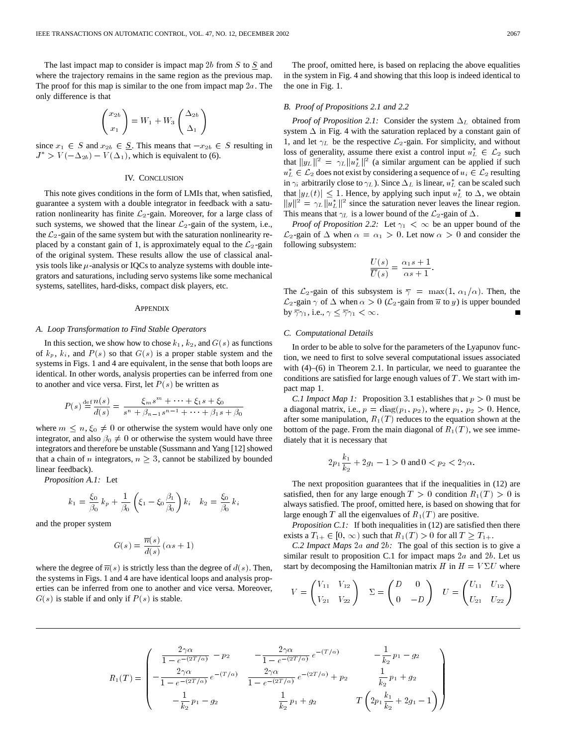The last impact map to consider is impact map $2b$ from $S$ to $\underline{S}$ and where the trajectory remains in the same region as the previous map. The proof for this map is similar to the one from impact map $2a$. The only difference is that

$$\begin{pmatrix} x_{2b} \\ x_1 \end{pmatrix} = W_1 + W_3 \begin{pmatrix} \Delta_{2b} \\ \Delta_1 \end{pmatrix}$$

since $x_1 \in S$ and $x_{2b} \in \underline{S}$. This means that $-x_{2b} \in S$ resulting in $J^* > V(-\Delta_{2b}) - V(\Delta_1)$, which is equivalent to (6).

## IV. Conclusion

This note gives conditions in the form of LMIs that, when satisfied, guarantee a system with a double integrator in feedback with a saturation nonlinearity has finite $\mathcal{L}_2$-gain. Moreover, for a large class of such systems, we showed that the linear $\mathcal{L}_2$-gain of the system, i.e., the $\mathcal{L}_2$-gain of the same system but with the saturation nonlinearity replaced by a constant gain of 1, is approximately equal to the $\mathcal{L}_2$-gain of the original system. These results allow the use of classical analysis tools like $\mu$-analysis or IQCs to analyze systems with double integrators and saturations, including servo systems like some mechanical systems, satellites, hard-disks, compact disk players, etc.

## Appendix

### A. Loop Transformation to Find Stable Operators

In this section, we show how to chose $k_1$, $k_2$, and $G(s)$ as functions of $k_p$, $k_i$, and $P(s)$ so that $G(s)$ is a proper stable system and the systems in Figs. 1 and 4 are equivalent, in the sense that both loops are identical. In other words, analysis properties can be inferred from one to another and vice versa. First, let $P(s)$ be written as

$$P(s) \stackrel{\text{def}}{=} \frac{n(s)}{d(s)} = \frac{\xi_m s^m + \cdots + \xi_1 s + \xi_0}{s^n + \beta_{n-1} s^{n-1} + \cdots + \beta_1 s + \beta_0}$$

where $m \leq n$, $\xi_0 \neq 0$ or otherwise the system would have only one integrator, and also $\beta_0 \neq 0$ or otherwise the system would have three integrators and therefore be unstable (Sussmann and Yang [12] showed that a chain of $n$ integrators, $n \geq 3$, cannot be stabilized by bounded linear feedback).

*Proposition A.1:* Let

$$k_1 = \frac{\xi_0}{\beta_0} k_p + \frac{1}{\beta_0}\left(\xi_1 - \xi_0 \frac{\beta_1}{\beta_0}\right) k_i \quad k_2 = \frac{\xi_0}{\beta_0} k_i$$

and the proper system

$$G(s) = \frac{\overline{n}(s)}{d(s)}(\alpha s + 1)$$

where the degree of $\overline{n}(s)$ is strictly less than the degree of $d(s)$. Then, the systems in Figs. 1 and 4 are have identical loops and analysis properties can be inferred from one to another and vice versa. Moreover, $G(s)$ is stable if and only if $P(s)$ is stable.

The proof, omitted here, is based on replacing the above equalities in the system in Fig. 4 and showing that this loop is indeed identical to the one in Fig. 1.

### B. Proof of Propositions 2.1 and 2.2

*Proof of Proposition 2.1:* Consider the system $\Delta_L$ obtained from system $\Delta$ in Fig. 4 with the saturation replaced by a constant gain of 1, and let $\gamma_L$ be the respective $\mathcal{L}_2$-gain. For simplicity, and without loss of generality, assume there exist a control input $u_L^* \in \mathcal{L}_2$ such that $\|y_L\|^2 = \gamma_L \|u_L^*\|^2$ (a similar argument can be applied if such $u_L^* \in \mathcal{L}_2$ does not exist by considering a sequence of $u_i \in \mathcal{L}_2$ resulting in $\gamma_i$ arbitrarily close to $\gamma_L$). Since $\Delta_L$ is linear, $u_L^*$ can be scaled such that $|y_L(t)| \leq 1$. Hence, by applying such input $u_L^*$ to $\Delta$, we obtain $\|y\|^2 = \gamma_L \|u_L^*\|^2$ since the saturation never leaves the linear region. This means that $\gamma_L$ is a lower bound of the $\mathcal{L}_2$-gain of $\Delta$. ∎

*Proof of Proposition 2.2:* Let $\gamma_1 < \infty$ be an upper bound of the $\mathcal{L}_2$-gain of $\Delta$ when $\alpha = \alpha_1 > 0$. Let now $\alpha > 0$ and consider the following subsystem:

$$\frac{U(s)}{\overline{U}(s)} = \frac{\alpha_1 s + 1}{\alpha s + 1}.$$

The $\mathcal{L}_2$-gain of this subsystem is $\overline{\gamma} = \max(1, \alpha_1/\alpha)$. Then, the $\mathcal{L}_2$-gain $\gamma$ of $\Delta$ when $\alpha > 0$ ($\mathcal{L}_2$-gain from $\overline{u}$ to $y$) is upper bounded by $\overline{\gamma}\gamma_1$, i.e., $\gamma \leq \overline{\gamma}\gamma_1 < \infty$. ∎

### C. Computational Details

In order to be able to solve for the parameters of the Lyapunov function, we need to first to solve several computational issues associated with (4)–(6) in Theorem 2.1. In particular, we need to guarantee the conditions are satisfied for large enough values of $T$. We start with impact map 1.

*C.1 Impact Map 1:* Proposition 3.1 establishes that $p > 0$ must be a diagonal matrix, i.e., $p = \text{diag}(p_1, p_2)$, where $p_1, p_2 > 0$. Hence, after some manipulation, $R_1(T)$ reduces to the equation shown at the bottom of the page. From the main diagonal of $R_1(T)$, we see immediately that it is necessary that

$$2p_1 \frac{k_1}{k_2} + 2g_1 - 1 > 0 \text{ and } 0 < p_2 < 2\gamma\alpha.$$

The next proposition guarantees that if the inequalities in (12) are satisfied, then for any large enough $T > 0$ condition $R_1(T) > 0$ is always satisfied. The proof, omitted here, is based on showing that for large enough $T$ all the eigenvalues of $R_1(T)$ are positive.

*Proposition C.1:* If both inequalities in (12) are satisfied then there exists a $T_{1+} \in [0, \infty)$ such that $R_1(T) > 0$ for all $T \geq T_{1+}$.

*C.2 Impact Maps 2a and 2b:* The goal of this section is to give a similar result to proposition C.1 for impact maps $2a$ and $2b$. Let us start by decomposing the Hamiltonian matrix $H$ in $H = V\Sigma U$ where

$$V = \begin{pmatrix} V_{11} & V_{12} \\ V_{21} & V_{22} \end{pmatrix} \quad \Sigma = \begin{pmatrix} D & 0 \\ 0 & -D \end{pmatrix} \quad U = \begin{pmatrix} U_{11} & U_{12} \\ U_{21} & U_{22} \end{pmatrix}$$

$$R_1(T) = \begin{pmatrix} \dfrac{2\gamma\alpha}{1 - e^{-(2T/\alpha)}} - p_2 & -\dfrac{2\gamma\alpha}{1 - e^{-(2T/\alpha)}} e^{-(T/\alpha)} & -\dfrac{1}{k_2} p_1 - g_2 \\ -\dfrac{2\gamma\alpha}{1 - e^{-(2T/\alpha)}} e^{-(T/\alpha)} & \dfrac{2\gamma\alpha}{1 - e^{-(2T/\alpha)}} e^{-(2T/\alpha)} + p_2 & \dfrac{1}{k_2} p_1 + g_2 \\ -\dfrac{1}{k_2} p_1 - g_2 & \dfrac{1}{k_2} p_1 + g_2 & T\left(2p_1 \dfrac{k_1}{k_2} + 2g_1 - 1\right) \end{pmatrix}$$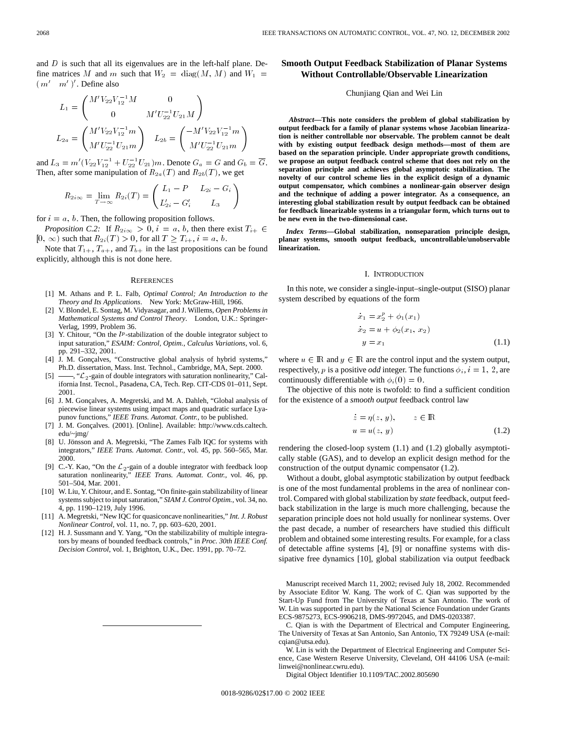and $D$ is such that all its eigenvalues are in the left-half plane. Define matrices $M$ and $m$ such that $W_2 = \operatorname{diag}(M, M)$ and $W_1 = (m' \quad m')'$. Define also

$$L_1 = \begin{pmatrix} M'V_{22}V_{12}^{-1}M & 0 \\ 0 & M'U_{22}^{-1}U_{21}M \end{pmatrix}$$

$$L_{2a} = \begin{pmatrix} M'V_{22}V_{12}^{-1}m \\ M'U_{22}^{-1}U_{21}m \end{pmatrix} \quad L_{2b} = \begin{pmatrix} -M'V_{22}V_{12}^{-1}m \\ M'U_{22}^{-1}U_{21}m \end{pmatrix}$$

and $L_3 = m'(V_{22}V_{12}^{-1} + U_{22}^{-1}U_{21})m$. Denote $G_a = G$ and $G_b = \overline{G}$. Then, after some manipulation of $R_{2a}(T)$ and $R_{2b}(T)$, we get

$$R_{2i\infty} = \lim_{T\to\infty} R_{2i}(T) = \begin{pmatrix} L_1 - P & L_{2i} - G_i \\ L_{2i}' - G_i' & L_3 \end{pmatrix}$$

for $i = a, b$. Then, the following proposition follows.

*Proposition C.2:* If $R_{2i\infty} > 0$, $i = a, b$, then there exist $T_{i+} \in [0, \infty)$ such that $R_{2i}(T) > 0$, for all $T \geq T_{i+}$, $i = a, b$.

Note that $T_{1+}$, $T_{a+}$, and $T_{b+}$ in the last propositions can be found explicitly, although this is not done here.

## References

[1] M. Athans and P. L. Falb, *Optimal Control; An Introduction to the Theory and Its Applications*. New York: McGraw-Hill, 1966.

[2] V. Blondel, E. Sontag, M. Vidyasagar, and J. Willems, *Open Problems in Mathematical Systems and Control Theory*. London, U.K.: Springer-Verlag, 1999, Problem 36.

[3] Y. Chitour, "On the $l^p$-stabilization of the double integrator subject to input saturation," *ESAIM: Control, Optim., Calculus Variations*, vol. 6, pp. 291–332, 2001.

[4] J. M. Gonçalves, "Constructive global analysis of hybrid systems," Ph.D. dissertation, Mass. Inst. Technol., Cambridge, MA, Sept. 2000.

[5] ——, "$\mathcal{L}_2$-gain of double integrators with saturation nonlinearity," California Inst. Tecnol., Pasadena, CA, Tech. Rep. CIT-CDS 01–011, Sept. 2001.

[6] J. M. Gonçalves, A. Megretski, and M. A. Dahleh, "Global analysis of piecewise linear systems using impact maps and quadratic surface Lyapunov functions," *IEEE Trans. Automat. Contr.*, to be published.

[7] J. M. Gonçalves. (2001). [Online]. Available: http://www.cds.caltech.edu/~jmg/

[8] U. Jönsson and A. Megretski, "The Zames Falb IQC for systems with integrators," *IEEE Trans. Automat. Contr.*, vol. 45, pp. 560–565, Mar. 2000.

[9] C.-Y. Kao, "On the $\mathcal{L}_2$-gain of a double integrator with feedback loop saturation nonlinearity," *IEEE Trans. Automat. Contr.*, vol. 46, pp. 501–504, Mar. 2001.

[10] W. Liu, Y. Chitour, and E. Sontag, "On finite-gain stabilizability of linear systems subject to input saturation," *SIAM J. Control Optim.*, vol. 34, no. 4, pp. 1190–1219, July 1996.

[11] A. Megretski, "New IQC for quasiconcave nonlinearities," *Int. J. Robust Nonlinear Control*, vol. 11, no. 7, pp. 603–620, 2001.

[12] H. J. Sussmann and Y. Yang, "On the stabilizability of multiple integrators by means of bounded feedback controls," in *Proc. 30th IEEE Conf. Decision Control*, vol. 1, Brighton, U.K., Dec. 1991, pp. 70–72.

# Smooth Output Feedback Stabilization of Planar Systems Without Controllable/Observable Linearization

Chunjiang Qian and Wei Lin

***Abstract*—This note considers the problem of global stabilization by output feedback for a family of planar systems whose Jacobian linearization is neither controllable nor observable. The problem cannot be dealt with by existing output feedback design methods—most of them are based on the separation principle. Under appropriate growth conditions, we propose an output feedback control scheme that does not rely on the separation principle and achieves global asymptotic stabilization. The novelty of our control scheme lies in the explicit design of a dynamic output compensator, which combines a nonlinear-gain observer design and the technique of adding a power integrator. As a consequence, an interesting global stabilization result by output feedback can be obtained for feedback linearizable systems in a triangular form, which turns out to be new even in the two-dimensional case.**

***Index Terms*—Global stabilization, nonseparation principle design, planar systems, smooth output feedback, uncontrollable/unobservable linearization.**

## I. Introduction

In this note, we consider a single-input–single-output (SISO) planar system described by equations of the form

$$\begin{aligned} \dot{x}_1 &= x_2^p + \phi_1(x_1) \\ \dot{x}_2 &= u + \phi_2(x_1, x_2) \\ y &= x_1 \end{aligned} \tag{1.1}$$

where $u \in \mathbb{R}$ and $y \in \mathbb{R}$ are the control input and the system output, respectively, $p$ is a positive *odd* integer. The functions $\phi_i$, $i = 1, 2$, are continuously differentiable with $\phi_i(0) = 0$.

The objective of this note is twofold: to find a sufficient condition for the existence of a *smooth output* feedback control law

$$\begin{aligned} \dot{z} &= \eta(z, y), \qquad z \in \mathbb{R} \\ u &= u(z, y) \end{aligned} \tag{1.2}$$

rendering the closed-loop system (1.1) and (1.2) globally asymptotically stable (GAS), and to develop an explicit design method for the construction of the output dynamic compensator (1.2).

Without a doubt, global asymptotic stabilization by output feedback is one of the most fundamental problems in the area of nonlinear control. Compared with global stabilization by *state* feedback, output feedback stabilization in the large is much more challenging, because the separation principle does not hold usually for nonlinear systems. Over the past decade, a number of researchers have studied this difficult problem and obtained some interesting results. For example, for a class of detectable affine systems [4], [9] or nonaffine systems with dissipative free dynamics [10], global stabilization via output feedback

Manuscript received March 11, 2002; revised July 18, 2002. Recommended by Associate Editor W. Kang. The work of C. Qian was supported by the Start-Up Fund from The University of Texas at San Antonio. The work of W. Lin was supported in part by the National Science Foundation under Grants ECS-9875273, ECS-9906218, DMS-9972045, and DMS-0203387.

C. Qian is with the Department of Electrical and Computer Engineering, The University of Texas at San Antonio, San Antonio, TX 79249 USA (e-mail: cqian@utsa.edu).

W. Lin is with the Department of Electrical Engineering and Computer Science, Case Western Reserve University, Cleveland, OH 44106 USA (e-mail: linwei@nonlinear.cwru.edu).

Digital Object Identifier 10.1109/TAC.2002.805690